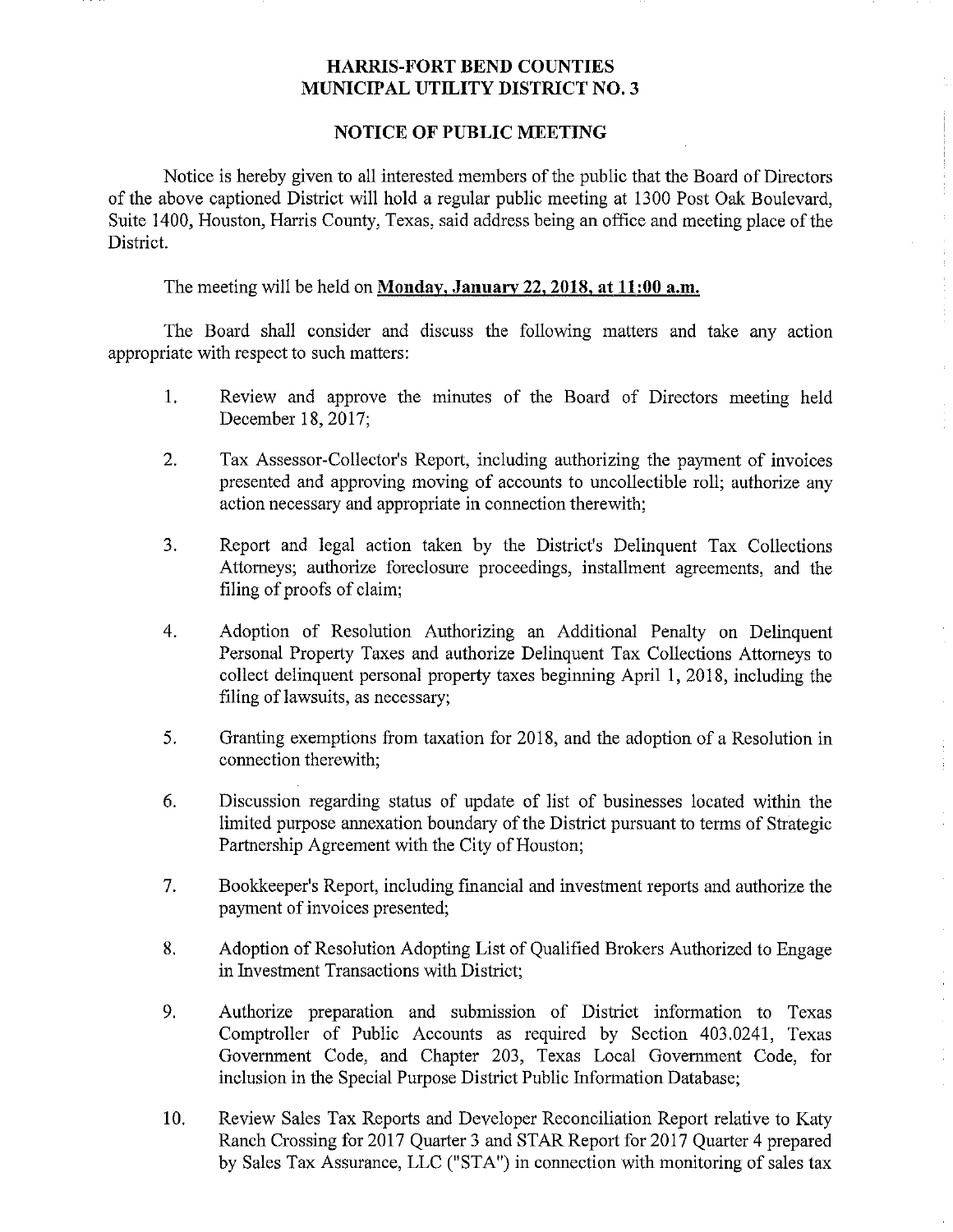# HARRIS-FORT BEND COUNTIES MUNICIPAL UTILITY DISTRICT NO. 3

## NOTICE OF PUBLIC MEETING

Notice is hereby given to all interested members of the public that the Board of Directors of the above captioned District will hold a regular public meeting at 1300 Post Oak Boulevard, Suite 1400, Houston, Harris County, Texas, said address being an office and meeting place of the District.

The meeting will be held on **Monday, January 22, 2018, at 11:00 a.m.**

The Board shall consider and discuss the following matters and take any action appropriate with respect to such matters:

1. Review and approve the minutes of the Board of Directors meeting held December 18, 2017;

2. Tax Assessor-Collector's Report, including authorizing the payment of invoices presented and approving moving of accounts to uncollectible roll; authorize any action necessary and appropriate in connection therewith;

3. Report and legal action taken by the District's Delinquent Tax Collections Attorneys; authorize foreclosure proceedings, installment agreements, and the filing of proofs of claim;

4. Adoption of Resolution Authorizing an Additional Penalty on Delinquent Personal Property Taxes and authorize Delinquent Tax Collections Attorneys to collect delinquent personal property taxes beginning April 1, 2018, including the filing of lawsuits, as necessary;

5. Granting exemptions from taxation for 2018, and the adoption of a Resolution in connection therewith;

6. Discussion regarding status of update of list of businesses located within the limited purpose annexation boundary of the District pursuant to terms of Strategic Partnership Agreement with the City of Houston;

7. Bookkeeper's Report, including financial and investment reports and authorize the payment of invoices presented;

8. Adoption of Resolution Adopting List of Qualified Brokers Authorized to Engage in Investment Transactions with District;

9. Authorize preparation and submission of District information to Texas Comptroller of Public Accounts as required by Section 403.0241, Texas Government Code, and Chapter 203, Texas Local Government Code, for inclusion in the Special Purpose District Public Information Database;

10. Review Sales Tax Reports and Developer Reconciliation Report relative to Katy Ranch Crossing for 2017 Quarter 3 and STAR Report for 2017 Quarter 4 prepared by Sales Tax Assurance, LLC ("STA") in connection with monitoring of sales tax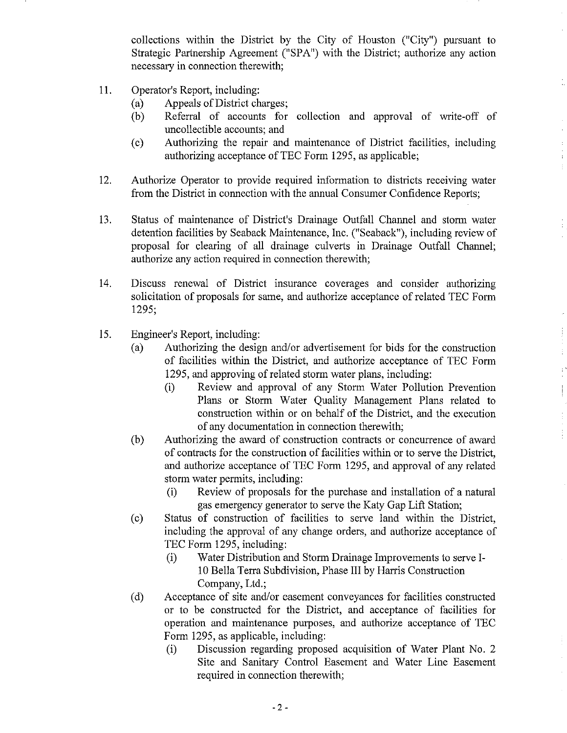collections within the District by the City of Houston ("City") pursuant to Strategic Partnership Agreement ("SPA") with the District; authorize any action necessary in connection therewith;

11. Operator's Report, including:
    (a) Appeals of District charges;
    (b) Referral of accounts for collection and approval of write-off of uncollectible accounts; and
    (c) Authorizing the repair and maintenance of District facilities, including authorizing acceptance of TEC Form 1295, as applicable;

12. Authorize Operator to provide required information to districts receiving water from the District in connection with the annual Consumer Confidence Reports;

13. Status of maintenance of District's Drainage Outfall Channel and storm water detention facilities by Seaback Maintenance, Inc. ("Seaback"), including review of proposal for clearing of all drainage culverts in Drainage Outfall Channel; authorize any action required in connection therewith;

14. Discuss renewal of District insurance coverages and consider authorizing solicitation of proposals for same, and authorize acceptance of related TEC Form 1295;

15. Engineer's Report, including:
    (a) Authorizing the design and/or advertisement for bids for the construction of facilities within the District, and authorize acceptance of TEC Form 1295, and approving of related storm water plans, including:
        (i) Review and approval of any Storm Water Pollution Prevention Plans or Storm Water Quality Management Plans related to construction within or on behalf of the District, and the execution of any documentation in connection therewith;
    (b) Authorizing the award of construction contracts or concurrence of award of contracts for the construction of facilities within or to serve the District, and authorize acceptance of TEC Form 1295, and approval of any related storm water permits, including:
        (i) Review of proposals for the purchase and installation of a natural gas emergency generator to serve the Katy Gap Lift Station;
    (c) Status of construction of facilities to serve land within the District, including the approval of any change orders, and authorize acceptance of TEC Form 1295, including:
        (i) Water Distribution and Storm Drainage Improvements to serve I-10 Bella Terra Subdivision, Phase III by Harris Construction Company, Ltd.;
    (d) Acceptance of site and/or easement conveyances for facilities constructed or to be constructed for the District, and acceptance of facilities for operation and maintenance purposes, and authorize acceptance of TEC Form 1295, as applicable, including:
        (i) Discussion regarding proposed acquisition of Water Plant No. 2 Site and Sanitary Control Easement and Water Line Easement required in connection therewith;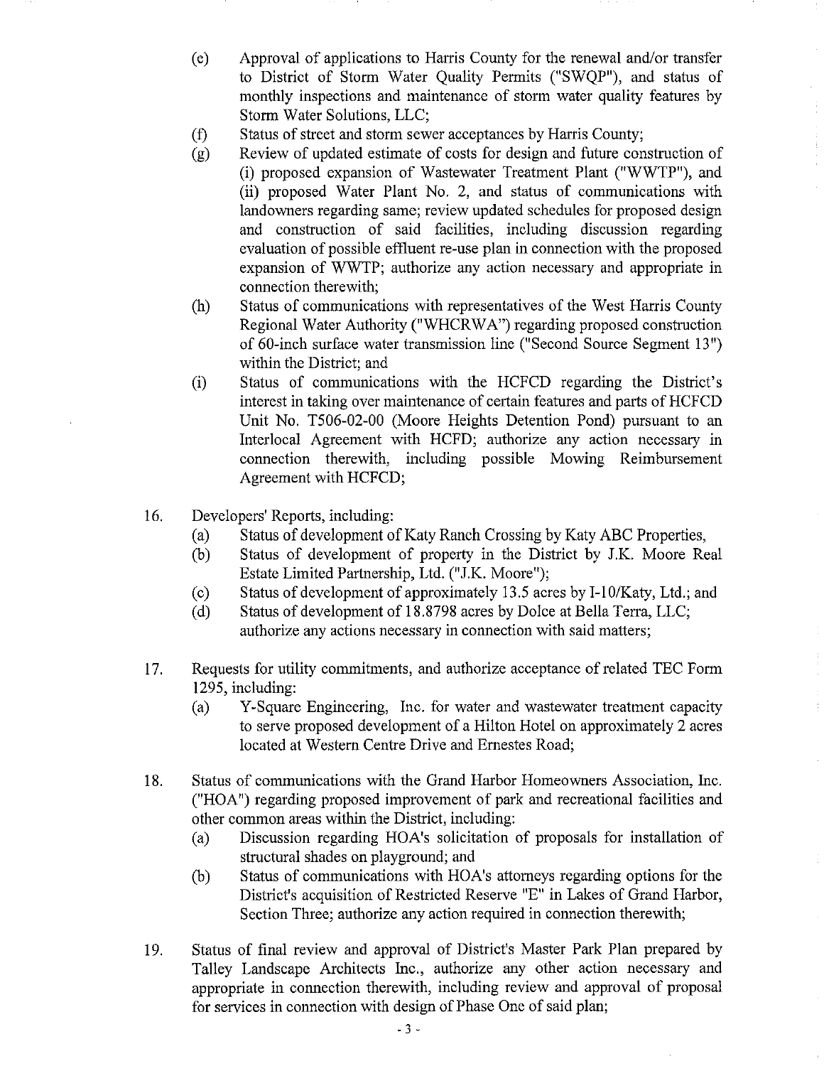(e) Approval of applications to Harris County for the renewal and/or transfer to District of Storm Water Quality Permits ("SWQP"), and status of monthly inspections and maintenance of storm water quality features by Storm Water Solutions, LLC;

(f) Status of street and storm sewer acceptances by Harris County;

(g) Review of updated estimate of costs for design and future construction of (i) proposed expansion of Wastewater Treatment Plant ("WWTP"), and (ii) proposed Water Plant No. 2, and status of communications with landowners regarding same; review updated schedules for proposed design and construction of said facilities, including discussion regarding evaluation of possible effluent re-use plan in connection with the proposed expansion of WWTP; authorize any action necessary and appropriate in connection therewith;

(h) Status of communications with representatives of the West Harris County Regional Water Authority ("WHCRWA") regarding proposed construction of 60-inch surface water transmission line ("Second Source Segment 13") within the District; and

(i) Status of communications with the HCFCD regarding the District's interest in taking over maintenance of certain features and parts of HCFCD Unit No. T506-02-00 (Moore Heights Detention Pond) pursuant to an Interlocal Agreement with HCFD; authorize any action necessary in connection therewith, including possible Mowing Reimbursement Agreement with HCFCD;

16. Developers' Reports, including:
    (a) Status of development of Katy Ranch Crossing by Katy ABC Properties,
    (b) Status of development of property in the District by J.K. Moore Real Estate Limited Partnership, Ltd. ("J.K. Moore");
    (c) Status of development of approximately 13.5 acres by I-10/Katy, Ltd.; and
    (d) Status of development of 18.8798 acres by Dolce at Bella Terra, LLC;
    authorize any actions necessary in connection with said matters;

17. Requests for utility commitments, and authorize acceptance of related TEC Form 1295, including:
    (a) Y-Square Engineering, Inc. for water and wastewater treatment capacity to serve proposed development of a Hilton Hotel on approximately 2 acres located at Western Centre Drive and Ernestes Road;

18. Status of communications with the Grand Harbor Homeowners Association, Inc. ("HOA") regarding proposed improvement of park and recreational facilities and other common areas within the District, including:
    (a) Discussion regarding HOA's solicitation of proposals for installation of structural shades on playground; and
    (b) Status of communications with HOA's attorneys regarding options for the District's acquisition of Restricted Reserve "E" in Lakes of Grand Harbor, Section Three; authorize any action required in connection therewith;

19. Status of final review and approval of District's Master Park Plan prepared by Talley Landscape Architects Inc., authorize any other action necessary and appropriate in connection therewith, including review and approval of proposal for services in connection with design of Phase One of said plan;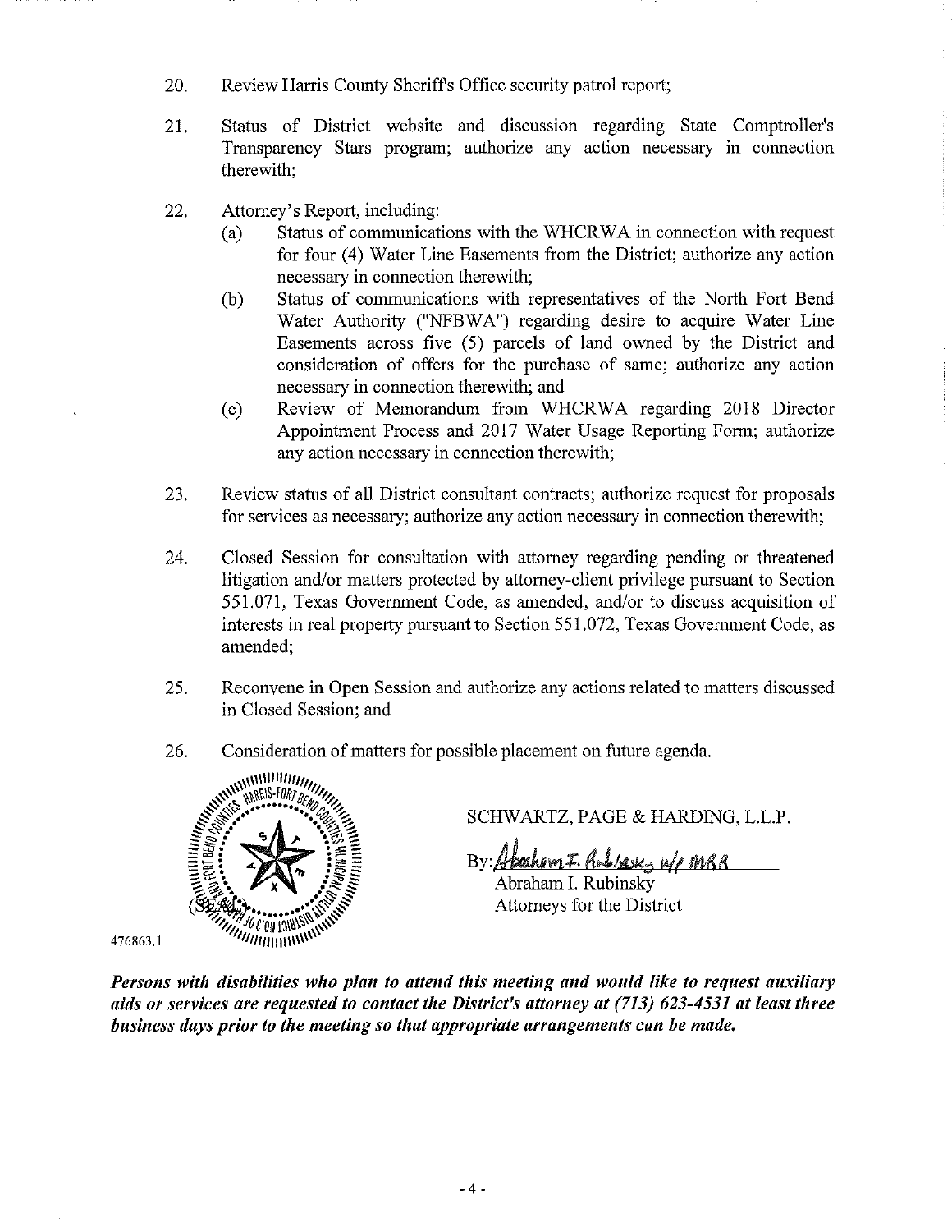20. Review Harris County Sheriff's Office security patrol report;

21. Status of District website and discussion regarding State Comptroller's Transparency Stars program; authorize any action necessary in connection therewith;

22. Attorney's Report, including:
    (a) Status of communications with the WHCRWA in connection with request for four (4) Water Line Easements from the District; authorize any action necessary in connection therewith;
    (b) Status of communications with representatives of the North Fort Bend Water Authority ("NFBWA") regarding desire to acquire Water Line Easements across five (5) parcels of land owned by the District and consideration of offers for the purchase of same; authorize any action necessary in connection therewith; and
    (c) Review of Memorandum from WHCRWA regarding 2018 Director Appointment Process and 2017 Water Usage Reporting Form; authorize any action necessary in connection therewith;

23. Review status of all District consultant contracts; authorize request for proposals for services as necessary; authorize any action necessary in connection therewith;

24. Closed Session for consultation with attorney regarding pending or threatened litigation and/or matters protected by attorney-client privilege pursuant to Section 551.071, Texas Government Code, as amended, and/or to discuss acquisition of interests in real property pursuant to Section 551.072, Texas Government Code, as amended;

25. Reconvene in Open Session and authorize any actions related to matters discussed in Closed Session; and

26. Consideration of matters for possible placement on future agenda.

(SEAL)

SCHWARTZ, PAGE & HARDING, L.L.P.

By: *Abraham I. Rubinsky w/p MRR*
Abraham I. Rubinsky
Attorneys for the District

476863.1

***Persons with disabilities who plan to attend this meeting and would like to request auxiliary aids or services are requested to contact the District's attorney at (713) 623-4531 at least three business days prior to the meeting so that appropriate arrangements can be made.***